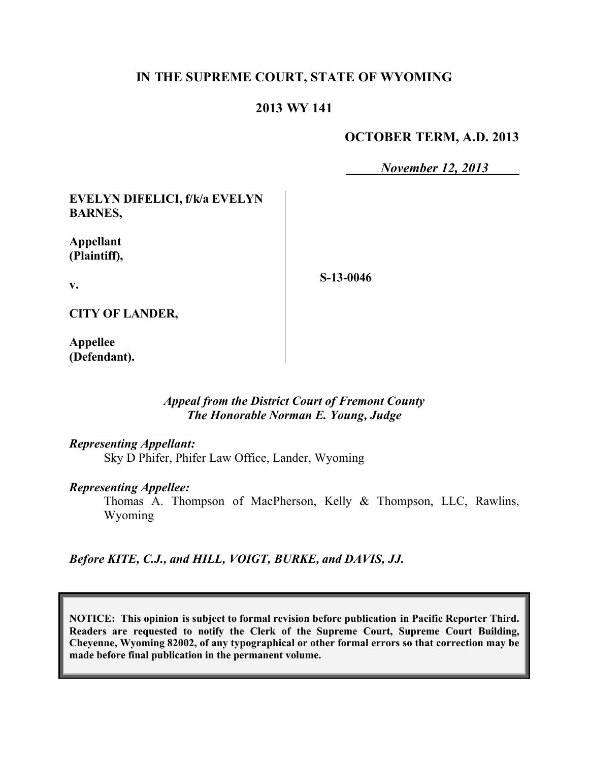**IN THE SUPREME COURT, STATE OF WYOMING**

**2013 WY 141**

**OCTOBER TERM, A.D. 2013**

*November 12, 2013*

| | |
|---|---|
| **EVELYN DIFELICI, f/k/a EVELYN BARNES,**<br><br>**Appellant (Plaintiff),**<br><br>**v.**<br><br>**CITY OF LANDER,**<br><br>**Appellee (Defendant).** | **S-13-0046** |

*Appeal from the District Court of Fremont County*
*The Honorable Norman E. Young, Judge*

*Representing Appellant:*
Sky D Phifer, Phifer Law Office, Lander, Wyoming

*Representing Appellee:*
Thomas A. Thompson of MacPherson, Kelly & Thompson, LLC, Rawlins, Wyoming

*Before KITE, C.J., and HILL, VOIGT, BURKE, and DAVIS, JJ.*

**NOTICE: This opinion is subject to formal revision before publication in Pacific Reporter Third. Readers are requested to notify the Clerk of the Supreme Court, Supreme Court Building, Cheyenne, Wyoming 82002, of any typographical or other formal errors so that correction may be made before final publication in the permanent volume.**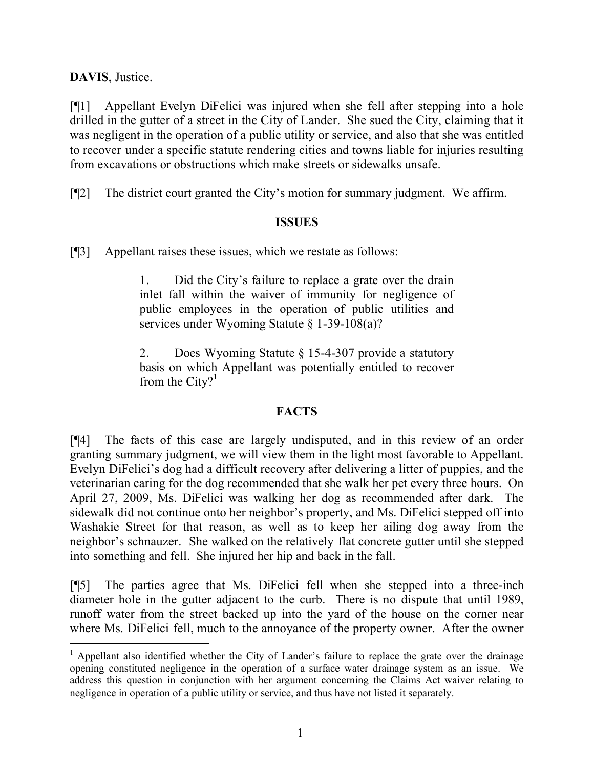**DAVIS**, Justice.

[¶1] Appellant Evelyn DiFelici was injured when she fell after stepping into a hole drilled in the gutter of a street in the City of Lander. She sued the City, claiming that it was negligent in the operation of a public utility or service, and also that she was entitled to recover under a specific statute rendering cities and towns liable for injuries resulting from excavations or obstructions which make streets or sidewalks unsafe.

[¶2] The district court granted the City's motion for summary judgment. We affirm.

## ISSUES

[¶3] Appellant raises these issues, which we restate as follows:

> 1. Did the City's failure to replace a grate over the drain inlet fall within the waiver of immunity for negligence of public employees in the operation of public utilities and services under Wyoming Statute § 1-39-108(a)?
>
> 2. Does Wyoming Statute § 15-4-307 provide a statutory basis on which Appellant was potentially entitled to recover from the City?[1]

## FACTS

[¶4] The facts of this case are largely undisputed, and in this review of an order granting summary judgment, we will view them in the light most favorable to Appellant. Evelyn DiFelici's dog had a difficult recovery after delivering a litter of puppies, and the veterinarian caring for the dog recommended that she walk her pet every three hours. On April 27, 2009, Ms. DiFelici was walking her dog as recommended after dark. The sidewalk did not continue onto her neighbor's property, and Ms. DiFelici stepped off into Washakie Street for that reason, as well as to keep her ailing dog away from the neighbor's schnauzer. She walked on the relatively flat concrete gutter until she stepped into something and fell. She injured her hip and back in the fall.

[¶5] The parties agree that Ms. DiFelici fell when she stepped into a three-inch diameter hole in the gutter adjacent to the curb. There is no dispute that until 1989, runoff water from the street backed up into the yard of the house on the corner near where Ms. DiFelici fell, much to the annoyance of the property owner. After the owner

---

[1] Appellant also identified whether the City of Lander's failure to replace the grate over the drainage opening constituted negligence in the operation of a surface water drainage system as an issue. We address this question in conjunction with her argument concerning the Claims Act waiver relating to negligence in operation of a public utility or service, and thus have not listed it separately.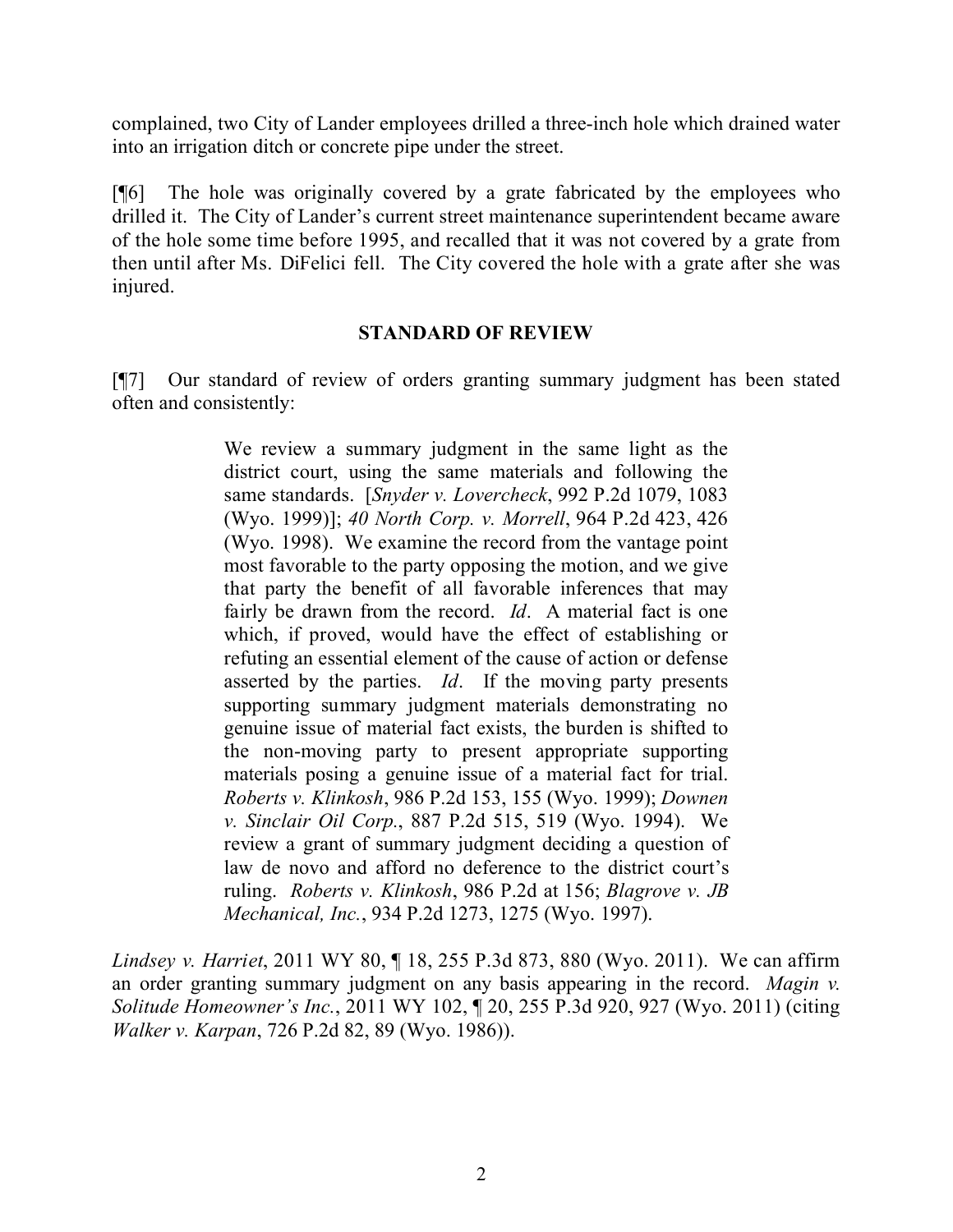complained, two City of Lander employees drilled a three-inch hole which drained water into an irrigation ditch or concrete pipe under the street.

[¶6] The hole was originally covered by a grate fabricated by the employees who drilled it. The City of Lander's current street maintenance superintendent became aware of the hole some time before 1995, and recalled that it was not covered by a grate from then until after Ms. DiFelici fell. The City covered the hole with a grate after she was injured.

## STANDARD OF REVIEW

[¶7] Our standard of review of orders granting summary judgment has been stated often and consistently:

> We review a summary judgment in the same light as the district court, using the same materials and following the same standards. [*Snyder v. Lovercheck*, 992 P.2d 1079, 1083 (Wyo. 1999)]; *40 North Corp. v. Morrell*, 964 P.2d 423, 426 (Wyo. 1998). We examine the record from the vantage point most favorable to the party opposing the motion, and we give that party the benefit of all favorable inferences that may fairly be drawn from the record. *Id*. A material fact is one which, if proved, would have the effect of establishing or refuting an essential element of the cause of action or defense asserted by the parties. *Id*. If the moving party presents supporting summary judgment materials demonstrating no genuine issue of material fact exists, the burden is shifted to the non-moving party to present appropriate supporting materials posing a genuine issue of a material fact for trial. *Roberts v. Klinkosh*, 986 P.2d 153, 155 (Wyo. 1999); *Downen v. Sinclair Oil Corp.*, 887 P.2d 515, 519 (Wyo. 1994). We review a grant of summary judgment deciding a question of law de novo and afford no deference to the district court's ruling. *Roberts v. Klinkosh*, 986 P.2d at 156; *Blagrove v. JB Mechanical, Inc.*, 934 P.2d 1273, 1275 (Wyo. 1997).

*Lindsey v. Harriet*, 2011 WY 80, ¶ 18, 255 P.3d 873, 880 (Wyo. 2011). We can affirm an order granting summary judgment on any basis appearing in the record. *Magin v. Solitude Homeowner's Inc.*, 2011 WY 102, ¶ 20, 255 P.3d 920, 927 (Wyo. 2011) (citing *Walker v. Karpan*, 726 P.2d 82, 89 (Wyo. 1986)).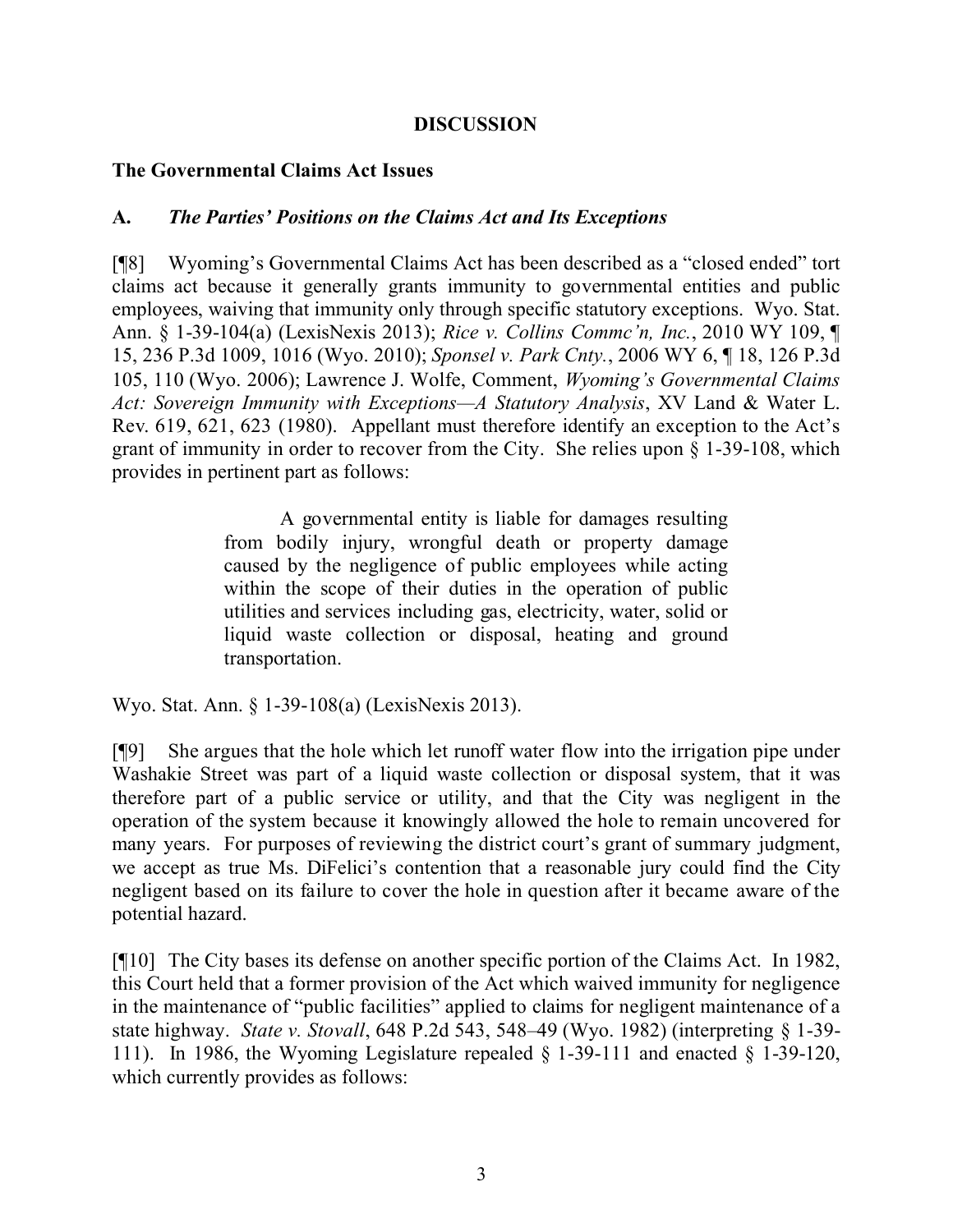## DISCUSSION

### The Governmental Claims Act Issues

### A. *The Parties' Positions on the Claims Act and Its Exceptions*

[¶8] Wyoming's Governmental Claims Act has been described as a "closed ended" tort claims act because it generally grants immunity to governmental entities and public employees, waiving that immunity only through specific statutory exceptions. Wyo. Stat. Ann. § 1-39-104(a) (LexisNexis 2013); *Rice v. Collins Commc'n, Inc.*, 2010 WY 109, ¶ 15, 236 P.3d 1009, 1016 (Wyo. 2010); *Sponsel v. Park Cnty.*, 2006 WY 6, ¶ 18, 126 P.3d 105, 110 (Wyo. 2006); Lawrence J. Wolfe, Comment, *Wyoming's Governmental Claims Act: Sovereign Immunity with Exceptions—A Statutory Analysis*, XV Land & Water L. Rev. 619, 621, 623 (1980). Appellant must therefore identify an exception to the Act's grant of immunity in order to recover from the City. She relies upon § 1-39-108, which provides in pertinent part as follows:

> A governmental entity is liable for damages resulting from bodily injury, wrongful death or property damage caused by the negligence of public employees while acting within the scope of their duties in the operation of public utilities and services including gas, electricity, water, solid or liquid waste collection or disposal, heating and ground transportation.

Wyo. Stat. Ann. § 1-39-108(a) (LexisNexis 2013).

[¶9] She argues that the hole which let runoff water flow into the irrigation pipe under Washakie Street was part of a liquid waste collection or disposal system, that it was therefore part of a public service or utility, and that the City was negligent in the operation of the system because it knowingly allowed the hole to remain uncovered for many years. For purposes of reviewing the district court's grant of summary judgment, we accept as true Ms. DiFelici's contention that a reasonable jury could find the City negligent based on its failure to cover the hole in question after it became aware of the potential hazard.

[¶10] The City bases its defense on another specific portion of the Claims Act. In 1982, this Court held that a former provision of the Act which waived immunity for negligence in the maintenance of "public facilities" applied to claims for negligent maintenance of a state highway. *State v. Stovall*, 648 P.2d 543, 548–49 (Wyo. 1982) (interpreting § 1-39-111). In 1986, the Wyoming Legislature repealed § 1-39-111 and enacted § 1-39-120, which currently provides as follows: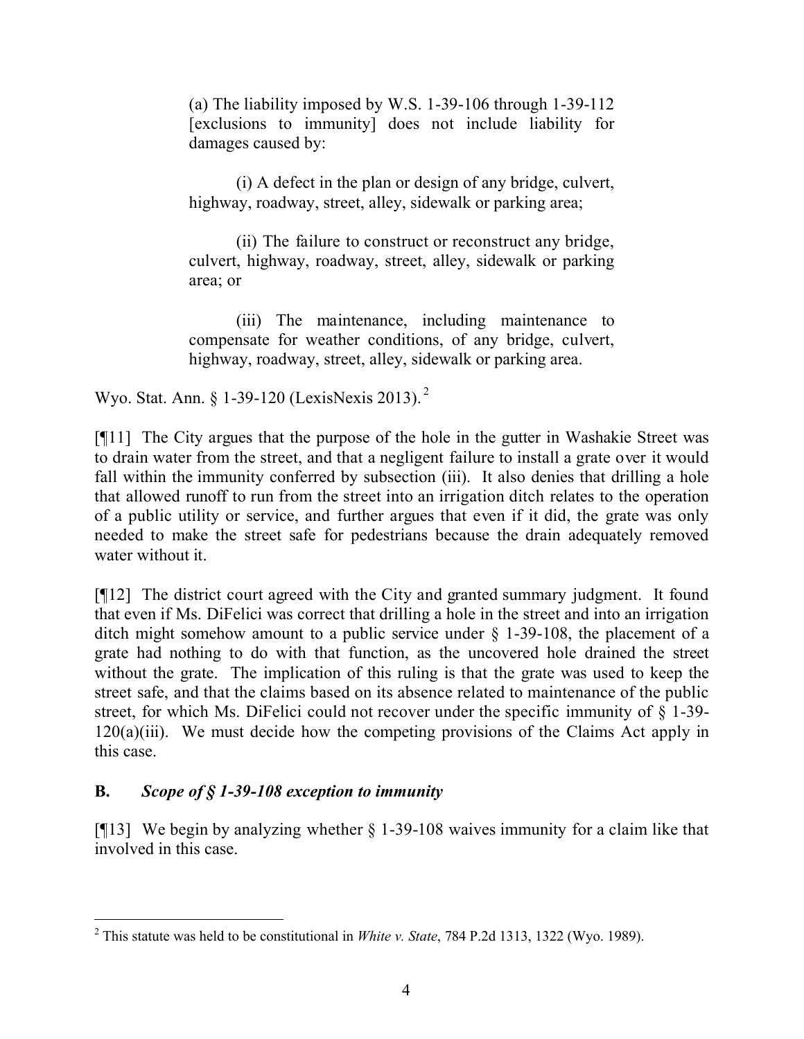(a) The liability imposed by W.S. 1-39-106 through 1-39-112 [exclusions to immunity] does not include liability for damages caused by:

(i) A defect in the plan or design of any bridge, culvert, highway, roadway, street, alley, sidewalk or parking area;

(ii) The failure to construct or reconstruct any bridge, culvert, highway, roadway, street, alley, sidewalk or parking area; or

(iii) The maintenance, including maintenance to compensate for weather conditions, of any bridge, culvert, highway, roadway, street, alley, sidewalk or parking area.

Wyo. Stat. Ann. § 1-39-120 (LexisNexis 2013).[2]

[¶11] The City argues that the purpose of the hole in the gutter in Washakie Street was to drain water from the street, and that a negligent failure to install a grate over it would fall within the immunity conferred by subsection (iii). It also denies that drilling a hole that allowed runoff to run from the street into an irrigation ditch relates to the operation of a public utility or service, and further argues that even if it did, the grate was only needed to make the street safe for pedestrians because the drain adequately removed water without it.

[¶12] The district court agreed with the City and granted summary judgment. It found that even if Ms. DiFelici was correct that drilling a hole in the street and into an irrigation ditch might somehow amount to a public service under § 1-39-108, the placement of a grate had nothing to do with that function, as the uncovered hole drained the street without the grate. The implication of this ruling is that the grate was used to keep the street safe, and that the claims based on its absence related to maintenance of the public street, for which Ms. DiFelici could not recover under the specific immunity of § 1-39-120(a)(iii). We must decide how the competing provisions of the Claims Act apply in this case.

**B. *Scope of § 1-39-108 exception to immunity***

[¶13] We begin by analyzing whether § 1-39-108 waives immunity for a claim like that involved in this case.

---

[2] This statute was held to be constitutional in *White v. State*, 784 P.2d 1313, 1322 (Wyo. 1989).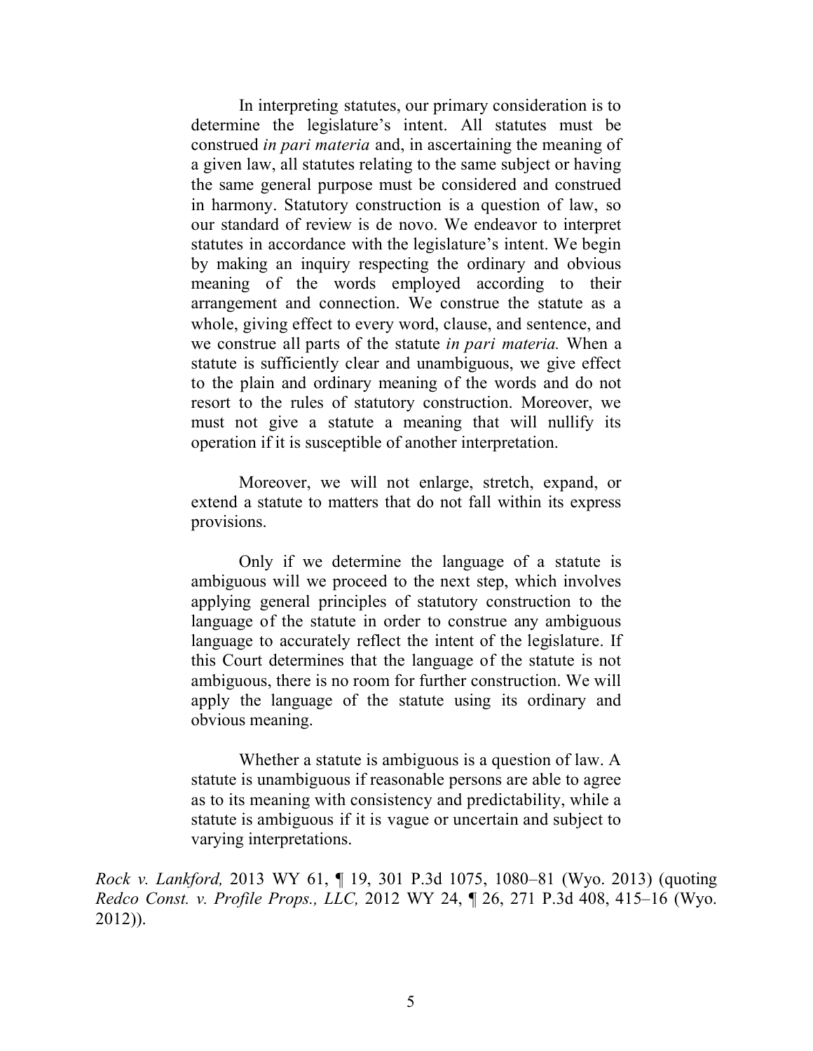> In interpreting statutes, our primary consideration is to determine the legislature's intent. All statutes must be construed *in pari materia* and, in ascertaining the meaning of a given law, all statutes relating to the same subject or having the same general purpose must be considered and construed in harmony. Statutory construction is a question of law, so our standard of review is de novo. We endeavor to interpret statutes in accordance with the legislature's intent. We begin by making an inquiry respecting the ordinary and obvious meaning of the words employed according to their arrangement and connection. We construe the statute as a whole, giving effect to every word, clause, and sentence, and we construe all parts of the statute *in pari materia.* When a statute is sufficiently clear and unambiguous, we give effect to the plain and ordinary meaning of the words and do not resort to the rules of statutory construction. Moreover, we must not give a statute a meaning that will nullify its operation if it is susceptible of another interpretation.
>
> Moreover, we will not enlarge, stretch, expand, or extend a statute to matters that do not fall within its express provisions.
>
> Only if we determine the language of a statute is ambiguous will we proceed to the next step, which involves applying general principles of statutory construction to the language of the statute in order to construe any ambiguous language to accurately reflect the intent of the legislature. If this Court determines that the language of the statute is not ambiguous, there is no room for further construction. We will apply the language of the statute using its ordinary and obvious meaning.
>
> Whether a statute is ambiguous is a question of law. A statute is unambiguous if reasonable persons are able to agree as to its meaning with consistency and predictability, while a statute is ambiguous if it is vague or uncertain and subject to varying interpretations.

*Rock v. Lankford,* 2013 WY 61, ¶ 19, 301 P.3d 1075, 1080–81 (Wyo. 2013) (quoting *Redco Const. v. Profile Props., LLC,* 2012 WY 24, ¶ 26, 271 P.3d 408, 415–16 (Wyo. 2012)).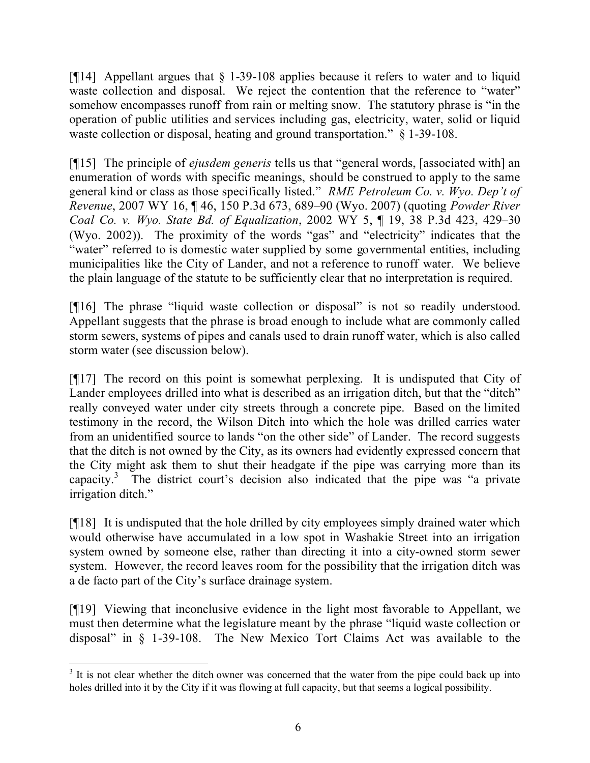[¶14] Appellant argues that § 1-39-108 applies because it refers to water and to liquid waste collection and disposal. We reject the contention that the reference to "water" somehow encompasses runoff from rain or melting snow. The statutory phrase is "in the operation of public utilities and services including gas, electricity, water, solid or liquid waste collection or disposal, heating and ground transportation." § 1-39-108.

[¶15] The principle of *ejusdem generis* tells us that "general words, [associated with] an enumeration of words with specific meanings, should be construed to apply to the same general kind or class as those specifically listed." *RME Petroleum Co. v. Wyo. Dep't of Revenue*, 2007 WY 16, ¶ 46, 150 P.3d 673, 689–90 (Wyo. 2007) (quoting *Powder River Coal Co. v. Wyo. State Bd. of Equalization*, 2002 WY 5, ¶ 19, 38 P.3d 423, 429–30 (Wyo. 2002)). The proximity of the words "gas" and "electricity" indicates that the "water" referred to is domestic water supplied by some governmental entities, including municipalities like the City of Lander, and not a reference to runoff water. We believe the plain language of the statute to be sufficiently clear that no interpretation is required.

[¶16] The phrase "liquid waste collection or disposal" is not so readily understood. Appellant suggests that the phrase is broad enough to include what are commonly called storm sewers, systems of pipes and canals used to drain runoff water, which is also called storm water (see discussion below).

[¶17] The record on this point is somewhat perplexing. It is undisputed that City of Lander employees drilled into what is described as an irrigation ditch, but that the "ditch" really conveyed water under city streets through a concrete pipe. Based on the limited testimony in the record, the Wilson Ditch into which the hole was drilled carries water from an unidentified source to lands "on the other side" of Lander. The record suggests that the ditch is not owned by the City, as its owners had evidently expressed concern that the City might ask them to shut their headgate if the pipe was carrying more than its capacity.[3] The district court's decision also indicated that the pipe was "a private irrigation ditch."

[¶18] It is undisputed that the hole drilled by city employees simply drained water which would otherwise have accumulated in a low spot in Washakie Street into an irrigation system owned by someone else, rather than directing it into a city-owned storm sewer system. However, the record leaves room for the possibility that the irrigation ditch was a de facto part of the City's surface drainage system.

[¶19] Viewing that inconclusive evidence in the light most favorable to Appellant, we must then determine what the legislature meant by the phrase "liquid waste collection or disposal" in § 1-39-108. The New Mexico Tort Claims Act was available to the

---

[3] It is not clear whether the ditch owner was concerned that the water from the pipe could back up into holes drilled into it by the City if it was flowing at full capacity, but that seems a logical possibility.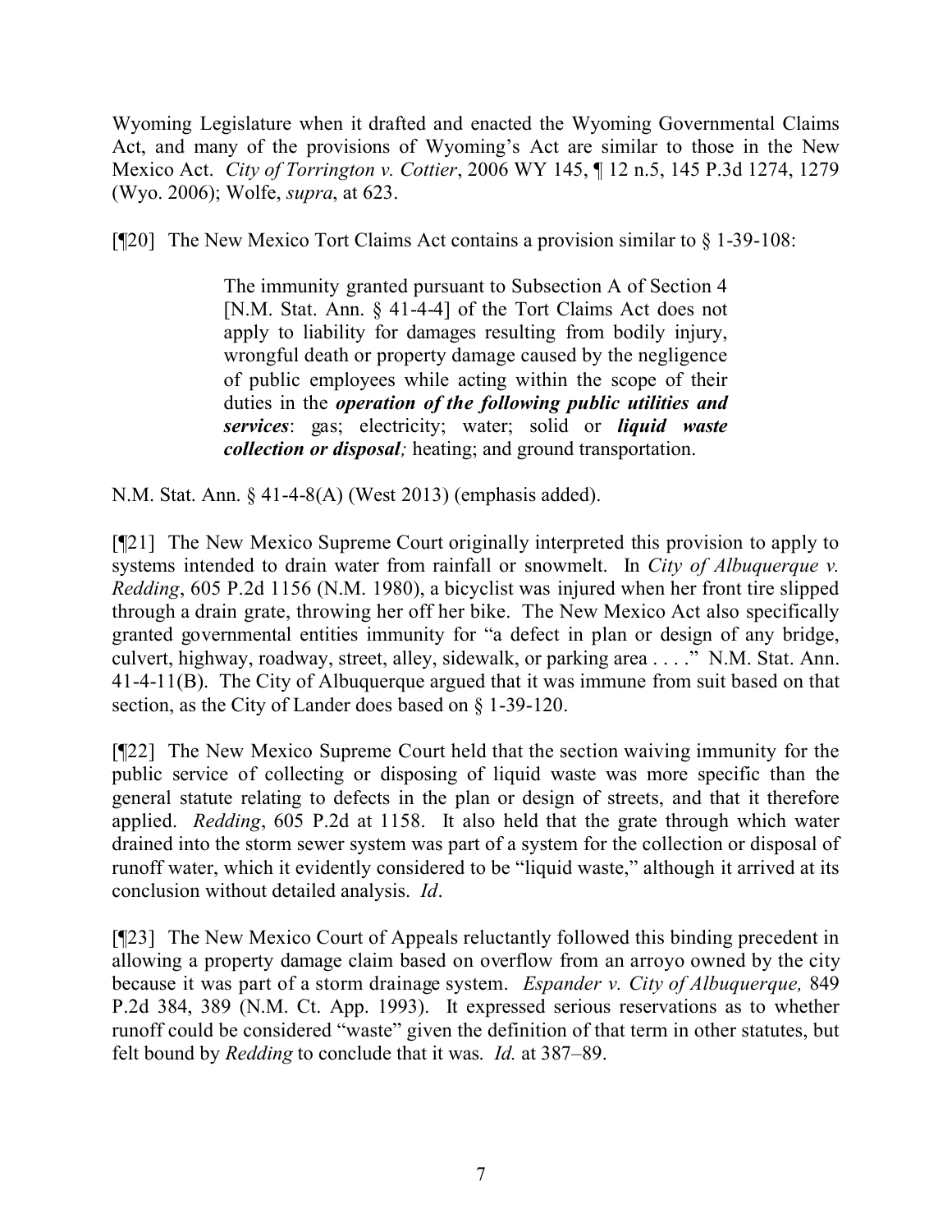Wyoming Legislature when it drafted and enacted the Wyoming Governmental Claims Act, and many of the provisions of Wyoming's Act are similar to those in the New Mexico Act. *City of Torrington v. Cottier*, 2006 WY 145, ¶ 12 n.5, 145 P.3d 1274, 1279 (Wyo. 2006); Wolfe, *supra*, at 623.

[¶20] The New Mexico Tort Claims Act contains a provision similar to § 1-39-108:

> The immunity granted pursuant to Subsection A of Section 4 [N.M. Stat. Ann. § 41-4-4] of the Tort Claims Act does not apply to liability for damages resulting from bodily injury, wrongful death or property damage caused by the negligence of public employees while acting within the scope of their duties in the ***operation of the following public utilities and services***: gas; electricity; water; solid or ***liquid waste collection or disposal;*** heating; and ground transportation.

N.M. Stat. Ann. § 41-4-8(A) (West 2013) (emphasis added).

[¶21] The New Mexico Supreme Court originally interpreted this provision to apply to systems intended to drain water from rainfall or snowmelt. In *City of Albuquerque v. Redding*, 605 P.2d 1156 (N.M. 1980), a bicyclist was injured when her front tire slipped through a drain grate, throwing her off her bike. The New Mexico Act also specifically granted governmental entities immunity for "a defect in plan or design of any bridge, culvert, highway, roadway, street, alley, sidewalk, or parking area . . . ." N.M. Stat. Ann. 41-4-11(B). The City of Albuquerque argued that it was immune from suit based on that section, as the City of Lander does based on § 1-39-120.

[¶22] The New Mexico Supreme Court held that the section waiving immunity for the public service of collecting or disposing of liquid waste was more specific than the general statute relating to defects in the plan or design of streets, and that it therefore applied. *Redding*, 605 P.2d at 1158. It also held that the grate through which water drained into the storm sewer system was part of a system for the collection or disposal of runoff water, which it evidently considered to be "liquid waste," although it arrived at its conclusion without detailed analysis. *Id*.

[¶23] The New Mexico Court of Appeals reluctantly followed this binding precedent in allowing a property damage claim based on overflow from an arroyo owned by the city because it was part of a storm drainage system. *Espander v. City of Albuquerque,* 849 P.2d 384, 389 (N.M. Ct. App. 1993). It expressed serious reservations as to whether runoff could be considered "waste" given the definition of that term in other statutes, but felt bound by *Redding* to conclude that it was. *Id.* at 387–89.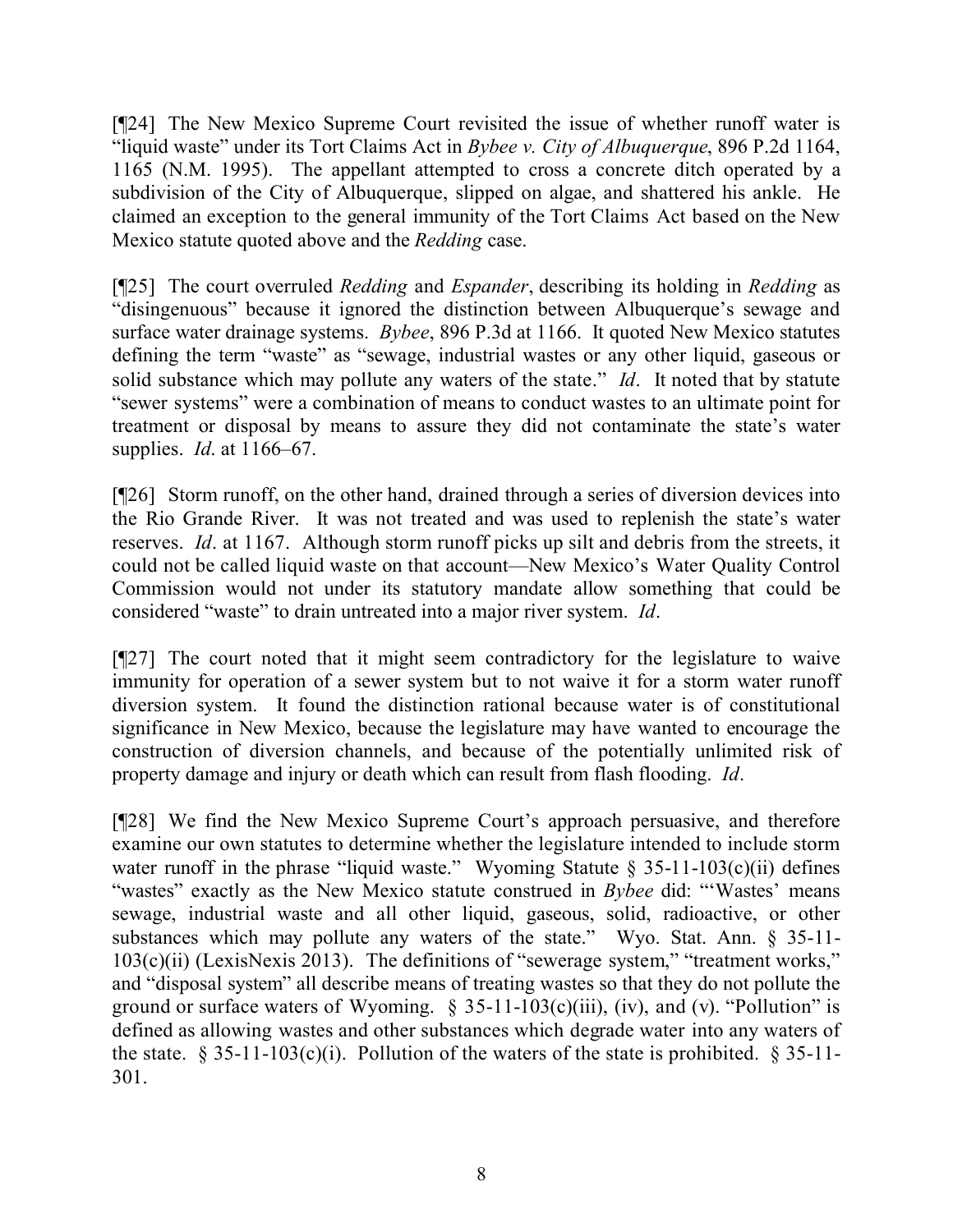[¶24] The New Mexico Supreme Court revisited the issue of whether runoff water is "liquid waste" under its Tort Claims Act in *Bybee v. City of Albuquerque*, 896 P.2d 1164, 1165 (N.M. 1995). The appellant attempted to cross a concrete ditch operated by a subdivision of the City of Albuquerque, slipped on algae, and shattered his ankle. He claimed an exception to the general immunity of the Tort Claims Act based on the New Mexico statute quoted above and the *Redding* case.

[¶25] The court overruled *Redding* and *Espander*, describing its holding in *Redding* as "disingenuous" because it ignored the distinction between Albuquerque's sewage and surface water drainage systems. *Bybee*, 896 P.3d at 1166. It quoted New Mexico statutes defining the term "waste" as "sewage, industrial wastes or any other liquid, gaseous or solid substance which may pollute any waters of the state." *Id*. It noted that by statute "sewer systems" were a combination of means to conduct wastes to an ultimate point for treatment or disposal by means to assure they did not contaminate the state's water supplies. *Id*. at 1166–67.

[¶26] Storm runoff, on the other hand, drained through a series of diversion devices into the Rio Grande River. It was not treated and was used to replenish the state's water reserves. *Id*. at 1167. Although storm runoff picks up silt and debris from the streets, it could not be called liquid waste on that account—New Mexico's Water Quality Control Commission would not under its statutory mandate allow something that could be considered "waste" to drain untreated into a major river system. *Id*.

[¶27] The court noted that it might seem contradictory for the legislature to waive immunity for operation of a sewer system but to not waive it for a storm water runoff diversion system. It found the distinction rational because water is of constitutional significance in New Mexico, because the legislature may have wanted to encourage the construction of diversion channels, and because of the potentially unlimited risk of property damage and injury or death which can result from flash flooding. *Id*.

[¶28] We find the New Mexico Supreme Court's approach persuasive, and therefore examine our own statutes to determine whether the legislature intended to include storm water runoff in the phrase "liquid waste." Wyoming Statute § 35-11-103(c)(ii) defines "wastes" exactly as the New Mexico statute construed in *Bybee* did: "'Wastes' means sewage, industrial waste and all other liquid, gaseous, solid, radioactive, or other substances which may pollute any waters of the state." Wyo. Stat. Ann. § 35-11-103(c)(ii) (LexisNexis 2013). The definitions of "sewerage system," "treatment works," and "disposal system" all describe means of treating wastes so that they do not pollute the ground or surface waters of Wyoming. § 35-11-103(c)(iii), (iv), and (v). "Pollution" is defined as allowing wastes and other substances which degrade water into any waters of the state. § 35-11-103(c)(i). Pollution of the waters of the state is prohibited. § 35-11-301.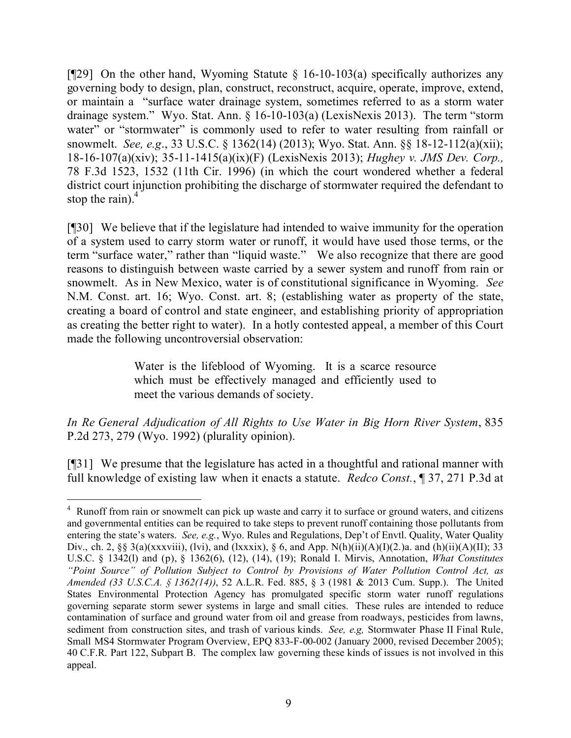[¶29] On the other hand, Wyoming Statute § 16-10-103(a) specifically authorizes any governing body to design, plan, construct, reconstruct, acquire, operate, improve, extend, or maintain a "surface water drainage system, sometimes referred to as a storm water drainage system." Wyo. Stat. Ann. § 16-10-103(a) (LexisNexis 2013). The term "storm water" or "stormwater" is commonly used to refer to water resulting from rainfall or snowmelt. *See, e.g*., 33 U.S.C. § 1362(14) (2013); Wyo. Stat. Ann. §§ 18-12-112(a)(xii); 18-16-107(a)(xiv); 35-11-1415(a)(ix)(F) (LexisNexis 2013); *Hughey v. JMS Dev. Corp.,* 78 F.3d 1523, 1532 (11th Cir. 1996) (in which the court wondered whether a federal district court injunction prohibiting the discharge of stormwater required the defendant to stop the rain).[4]

[¶30] We believe that if the legislature had intended to waive immunity for the operation of a system used to carry storm water or runoff, it would have used those terms, or the term "surface water," rather than "liquid waste." We also recognize that there are good reasons to distinguish between waste carried by a sewer system and runoff from rain or snowmelt. As in New Mexico, water is of constitutional significance in Wyoming. *See* N.M. Const. art. 16; Wyo. Const. art. 8; (establishing water as property of the state, creating a board of control and state engineer, and establishing priority of appropriation as creating the better right to water). In a hotly contested appeal, a member of this Court made the following uncontroversial observation:

> Water is the lifeblood of Wyoming. It is a scarce resource which must be effectively managed and efficiently used to meet the various demands of society.

*In Re General Adjudication of All Rights to Use Water in Big Horn River System*, 835 P.2d 273, 279 (Wyo. 1992) (plurality opinion).

[¶31] We presume that the legislature has acted in a thoughtful and rational manner with full knowledge of existing law when it enacts a statute. *Redco Const.*, ¶ 37, 271 P.3d at

---

[4] Runoff from rain or snowmelt can pick up waste and carry it to surface or ground waters, and citizens and governmental entities can be required to take steps to prevent runoff containing those pollutants from entering the state's waters. *See, e.g.*, Wyo. Rules and Regulations, Dep't of Envtl. Quality, Water Quality Div., ch. 2, §§ 3(a)(xxxviii), (lvi), and (lxxxix), § 6, and App. N(h)(ii)(A)(I)(2.)a. and (h)(ii)(A)(II); 33 U.S.C. § 1342(l) and (p), § 1362(6), (12), (14), (19); Ronald I. Mirvis, Annotation, *What Constitutes "Point Source" of Pollution Subject to Control by Provisions of Water Pollution Control Act, as Amended (33 U.S.C.A. § 1362(14))*, 52 A.L.R. Fed. 885, § 3 (1981 & 2013 Cum. Supp.). The United States Environmental Protection Agency has promulgated specific storm water runoff regulations governing separate storm sewer systems in large and small cities. These rules are intended to reduce contamination of surface and ground water from oil and grease from roadways, pesticides from lawns, sediment from construction sites, and trash of various kinds. *See, e.g,* Stormwater Phase II Final Rule, Small MS4 Stormwater Program Overview, EPQ 833-F-00-002 (January 2000, revised December 2005); 40 C.F.R. Part 122, Subpart B. The complex law governing these kinds of issues is not involved in this appeal.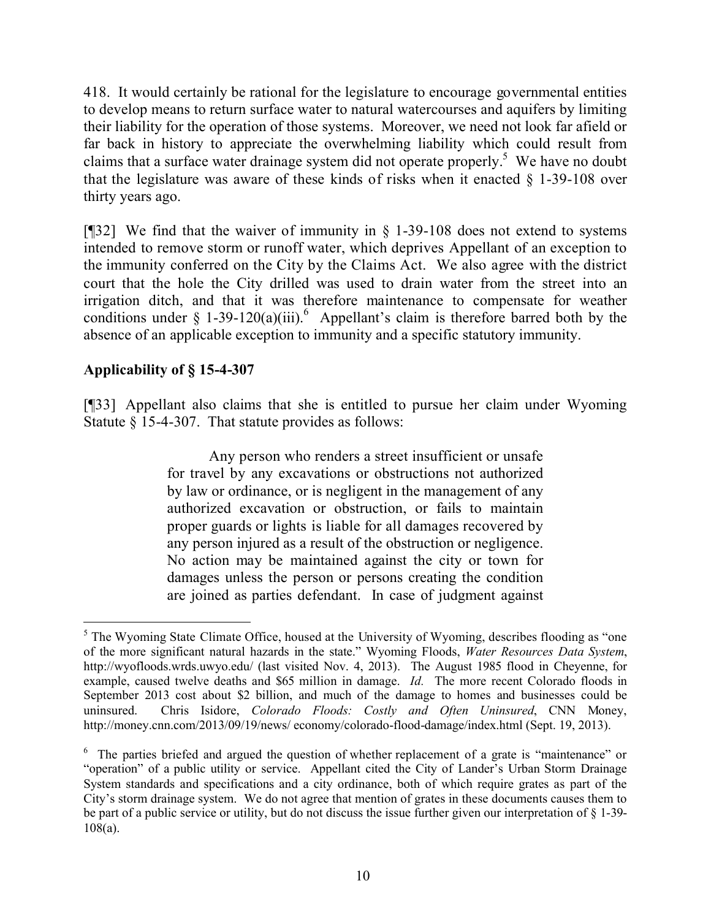418. It would certainly be rational for the legislature to encourage governmental entities to develop means to return surface water to natural watercourses and aquifers by limiting their liability for the operation of those systems. Moreover, we need not look far afield or far back in history to appreciate the overwhelming liability which could result from claims that a surface water drainage system did not operate properly.[5] We have no doubt that the legislature was aware of these kinds of risks when it enacted § 1-39-108 over thirty years ago.

[¶32] We find that the waiver of immunity in § 1-39-108 does not extend to systems intended to remove storm or runoff water, which deprives Appellant of an exception to the immunity conferred on the City by the Claims Act. We also agree with the district court that the hole the City drilled was used to drain water from the street into an irrigation ditch, and that it was therefore maintenance to compensate for weather conditions under § 1-39-120(a)(iii).[6] Appellant's claim is therefore barred both by the absence of an applicable exception to immunity and a specific statutory immunity.

**Applicability of § 15-4-307**

[¶33] Appellant also claims that she is entitled to pursue her claim under Wyoming Statute § 15-4-307. That statute provides as follows:

> Any person who renders a street insufficient or unsafe for travel by any excavations or obstructions not authorized by law or ordinance, or is negligent in the management of any authorized excavation or obstruction, or fails to maintain proper guards or lights is liable for all damages recovered by any person injured as a result of the obstruction or negligence. No action may be maintained against the city or town for damages unless the person or persons creating the condition are joined as parties defendant. In case of judgment against

---

[5] The Wyoming State Climate Office, housed at the University of Wyoming, describes flooding as "one of the more significant natural hazards in the state." Wyoming Floods, *Water Resources Data System*, http://wyofloods.wrds.uwyo.edu/ (last visited Nov. 4, 2013). The August 1985 flood in Cheyenne, for example, caused twelve deaths and $65 million in damage. *Id.* The more recent Colorado floods in September 2013 cost about $2 billion, and much of the damage to homes and businesses could be uninsured. Chris Isidore, *Colorado Floods: Costly and Often Uninsured*, CNN Money, http://money.cnn.com/2013/09/19/news/ economy/colorado-flood-damage/index.html (Sept. 19, 2013).

[6] The parties briefed and argued the question of whether replacement of a grate is "maintenance" or "operation" of a public utility or service. Appellant cited the City of Lander's Urban Storm Drainage System standards and specifications and a city ordinance, both of which require grates as part of the City's storm drainage system. We do not agree that mention of grates in these documents causes them to be part of a public service or utility, but do not discuss the issue further given our interpretation of § 1-39-108(a).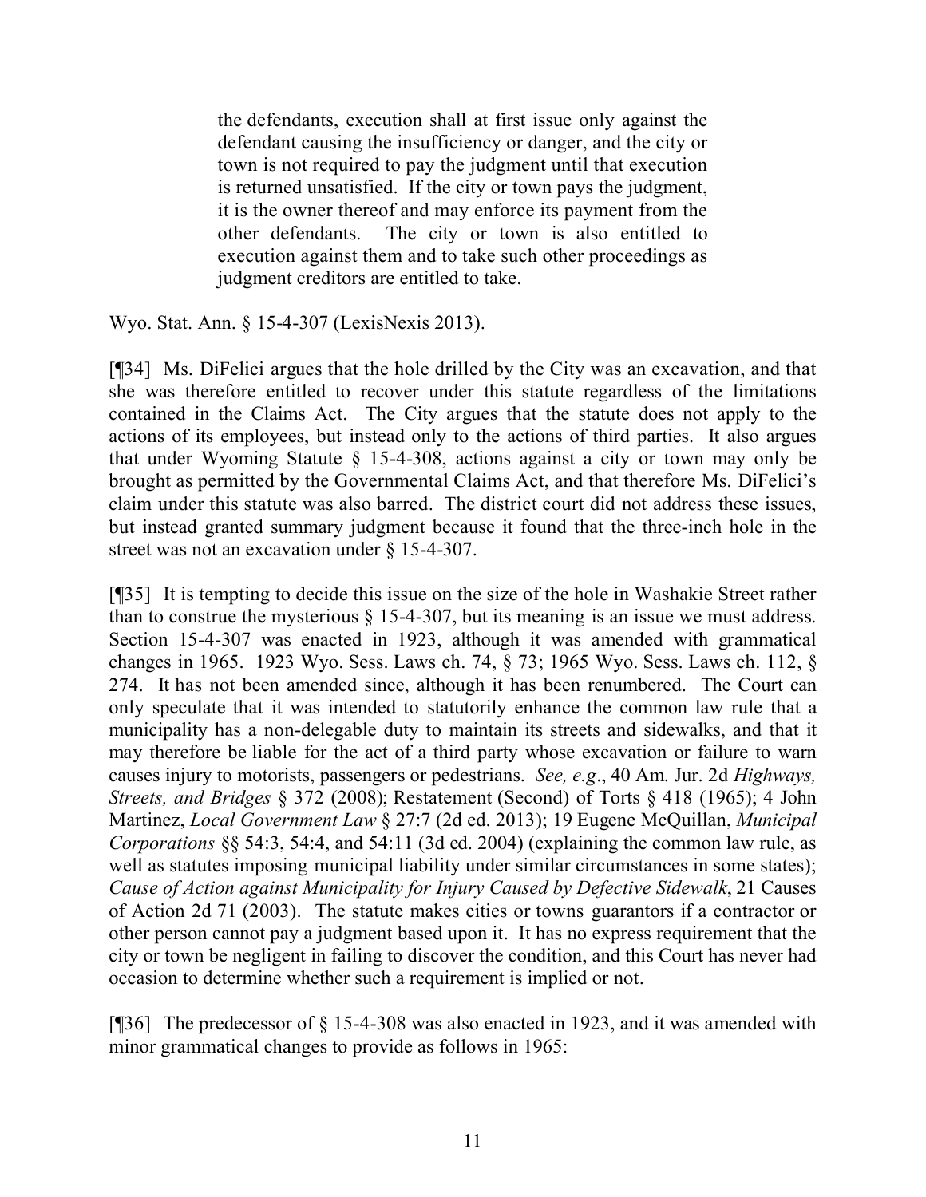> the defendants, execution shall at first issue only against the defendant causing the insufficiency or danger, and the city or town is not required to pay the judgment until that execution is returned unsatisfied. If the city or town pays the judgment, it is the owner thereof and may enforce its payment from the other defendants. The city or town is also entitled to execution against them and to take such other proceedings as judgment creditors are entitled to take.

Wyo. Stat. Ann. § 15-4-307 (LexisNexis 2013).

[¶34] Ms. DiFelici argues that the hole drilled by the City was an excavation, and that she was therefore entitled to recover under this statute regardless of the limitations contained in the Claims Act. The City argues that the statute does not apply to the actions of its employees, but instead only to the actions of third parties. It also argues that under Wyoming Statute § 15-4-308, actions against a city or town may only be brought as permitted by the Governmental Claims Act, and that therefore Ms. DiFelici's claim under this statute was also barred. The district court did not address these issues, but instead granted summary judgment because it found that the three-inch hole in the street was not an excavation under § 15-4-307.

[¶35] It is tempting to decide this issue on the size of the hole in Washakie Street rather than to construe the mysterious § 15-4-307, but its meaning is an issue we must address. Section 15-4-307 was enacted in 1923, although it was amended with grammatical changes in 1965. 1923 Wyo. Sess. Laws ch. 74, § 73; 1965 Wyo. Sess. Laws ch. 112, § 274. It has not been amended since, although it has been renumbered. The Court can only speculate that it was intended to statutorily enhance the common law rule that a municipality has a non-delegable duty to maintain its streets and sidewalks, and that it may therefore be liable for the act of a third party whose excavation or failure to warn causes injury to motorists, passengers or pedestrians. *See, e.g*., 40 Am. Jur. 2d *Highways, Streets, and Bridges* § 372 (2008); Restatement (Second) of Torts § 418 (1965); 4 John Martinez, *Local Government Law* § 27:7 (2d ed. 2013); 19 Eugene McQuillan, *Municipal Corporations* §§ 54:3, 54:4, and 54:11 (3d ed. 2004) (explaining the common law rule, as well as statutes imposing municipal liability under similar circumstances in some states); *Cause of Action against Municipality for Injury Caused by Defective Sidewalk*, 21 Causes of Action 2d 71 (2003). The statute makes cities or towns guarantors if a contractor or other person cannot pay a judgment based upon it. It has no express requirement that the city or town be negligent in failing to discover the condition, and this Court has never had occasion to determine whether such a requirement is implied or not.

[¶36] The predecessor of § 15-4-308 was also enacted in 1923, and it was amended with minor grammatical changes to provide as follows in 1965: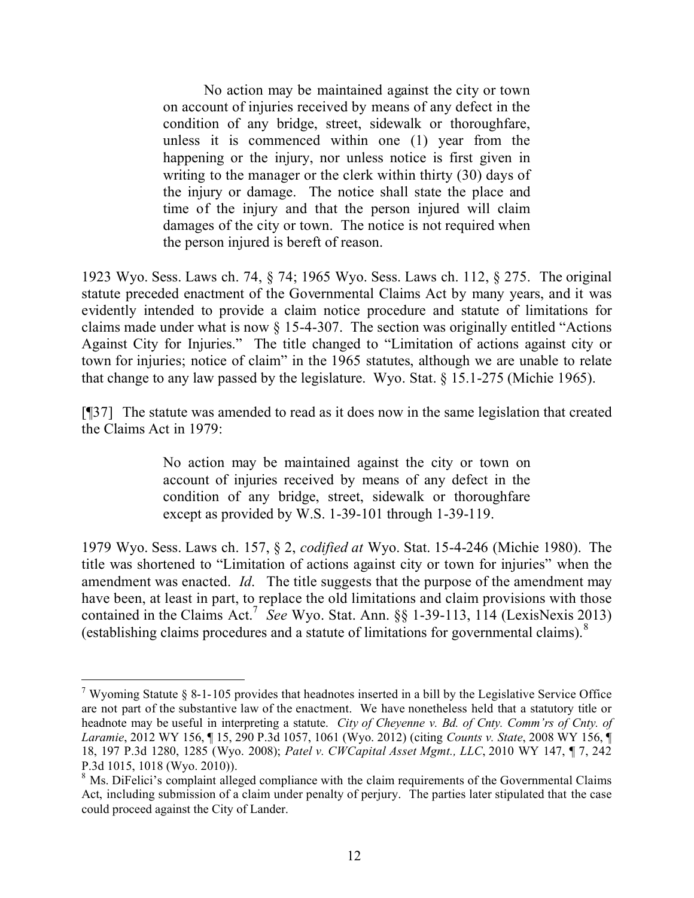> No action may be maintained against the city or town on account of injuries received by means of any defect in the condition of any bridge, street, sidewalk or thoroughfare, unless it is commenced within one (1) year from the happening or the injury, nor unless notice is first given in writing to the manager or the clerk within thirty (30) days of the injury or damage. The notice shall state the place and time of the injury and that the person injured will claim damages of the city or town. The notice is not required when the person injured is bereft of reason.

1923 Wyo. Sess. Laws ch. 74, § 74; 1965 Wyo. Sess. Laws ch. 112, § 275. The original statute preceded enactment of the Governmental Claims Act by many years, and it was evidently intended to provide a claim notice procedure and statute of limitations for claims made under what is now § 15-4-307. The section was originally entitled "Actions Against City for Injuries." The title changed to "Limitation of actions against city or town for injuries; notice of claim" in the 1965 statutes, although we are unable to relate that change to any law passed by the legislature. Wyo. Stat. § 15.1-275 (Michie 1965).

[¶37] The statute was amended to read as it does now in the same legislation that created the Claims Act in 1979:

> No action may be maintained against the city or town on account of injuries received by means of any defect in the condition of any bridge, street, sidewalk or thoroughfare except as provided by W.S. 1-39-101 through 1-39-119.

1979 Wyo. Sess. Laws ch. 157, § 2, *codified at* Wyo. Stat. 15-4-246 (Michie 1980). The title was shortened to "Limitation of actions against city or town for injuries" when the amendment was enacted. *Id*. The title suggests that the purpose of the amendment may have been, at least in part, to replace the old limitations and claim provisions with those contained in the Claims Act.[7] *See* Wyo. Stat. Ann. §§ 1-39-113, 114 (LexisNexis 2013) (establishing claims procedures and a statute of limitations for governmental claims).[8]

---

[7] Wyoming Statute § 8-1-105 provides that headnotes inserted in a bill by the Legislative Service Office are not part of the substantive law of the enactment. We have nonetheless held that a statutory title or headnote may be useful in interpreting a statute. *City of Cheyenne v. Bd. of Cnty. Comm'rs of Cnty. of Laramie*, 2012 WY 156, ¶ 15, 290 P.3d 1057, 1061 (Wyo. 2012) (citing *Counts v. State*, 2008 WY 156, ¶ 18, 197 P.3d 1280, 1285 (Wyo. 2008); *Patel v. CWCapital Asset Mgmt., LLC*, 2010 WY 147, ¶ 7, 242 P.3d 1015, 1018 (Wyo. 2010)).

[8] Ms. DiFelici's complaint alleged compliance with the claim requirements of the Governmental Claims Act, including submission of a claim under penalty of perjury. The parties later stipulated that the case could proceed against the City of Lander.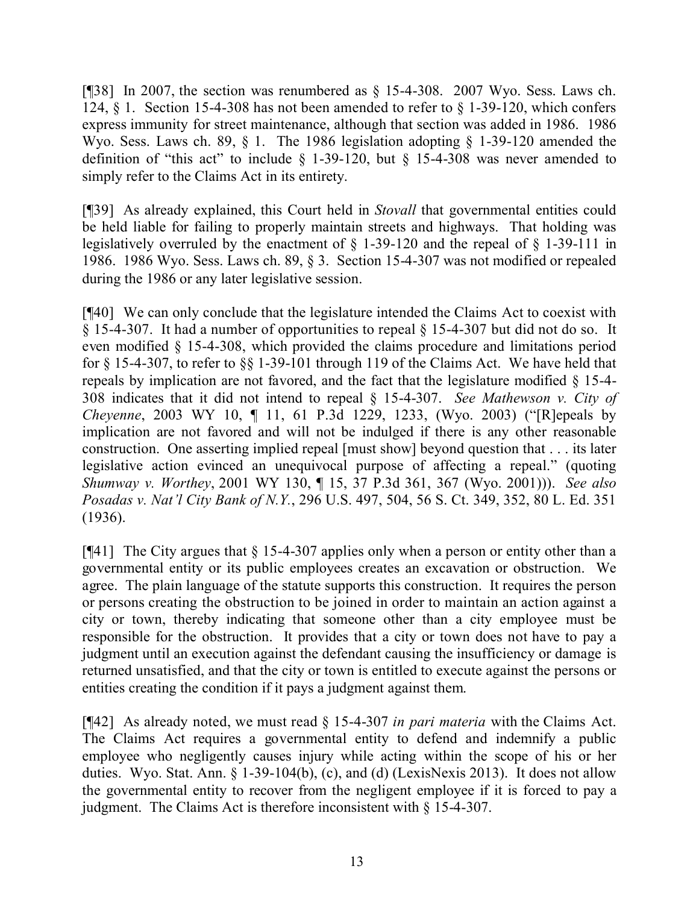[¶38] In 2007, the section was renumbered as § 15-4-308. 2007 Wyo. Sess. Laws ch. 124, § 1. Section 15-4-308 has not been amended to refer to § 1-39-120, which confers express immunity for street maintenance, although that section was added in 1986. 1986 Wyo. Sess. Laws ch. 89, § 1. The 1986 legislation adopting § 1-39-120 amended the definition of "this act" to include § 1-39-120, but § 15-4-308 was never amended to simply refer to the Claims Act in its entirety.

[¶39] As already explained, this Court held in *Stovall* that governmental entities could be held liable for failing to properly maintain streets and highways. That holding was legislatively overruled by the enactment of § 1-39-120 and the repeal of § 1-39-111 in 1986. 1986 Wyo. Sess. Laws ch. 89, § 3. Section 15-4-307 was not modified or repealed during the 1986 or any later legislative session.

[¶40] We can only conclude that the legislature intended the Claims Act to coexist with § 15-4-307. It had a number of opportunities to repeal § 15-4-307 but did not do so. It even modified § 15-4-308, which provided the claims procedure and limitations period for § 15-4-307, to refer to §§ 1-39-101 through 119 of the Claims Act. We have held that repeals by implication are not favored, and the fact that the legislature modified § 15-4-308 indicates that it did not intend to repeal § 15-4-307. *See Mathewson v. City of Cheyenne*, 2003 WY 10, ¶ 11, 61 P.3d 1229, 1233, (Wyo. 2003) ("[R]epeals by implication are not favored and will not be indulged if there is any other reasonable construction. One asserting implied repeal [must show] beyond question that . . . its later legislative action evinced an unequivocal purpose of affecting a repeal." (quoting *Shumway v. Worthey*, 2001 WY 130, ¶ 15, 37 P.3d 361, 367 (Wyo. 2001))). *See also Posadas v. Nat'l City Bank of N.Y.*, 296 U.S. 497, 504, 56 S. Ct. 349, 352, 80 L. Ed. 351 (1936).

[¶41] The City argues that § 15-4-307 applies only when a person or entity other than a governmental entity or its public employees creates an excavation or obstruction. We agree. The plain language of the statute supports this construction. It requires the person or persons creating the obstruction to be joined in order to maintain an action against a city or town, thereby indicating that someone other than a city employee must be responsible for the obstruction. It provides that a city or town does not have to pay a judgment until an execution against the defendant causing the insufficiency or damage is returned unsatisfied, and that the city or town is entitled to execute against the persons or entities creating the condition if it pays a judgment against them.

[¶42] As already noted, we must read § 15-4-307 *in pari materia* with the Claims Act. The Claims Act requires a governmental entity to defend and indemnify a public employee who negligently causes injury while acting within the scope of his or her duties. Wyo. Stat. Ann. § 1-39-104(b), (c), and (d) (LexisNexis 2013). It does not allow the governmental entity to recover from the negligent employee if it is forced to pay a judgment. The Claims Act is therefore inconsistent with § 15-4-307.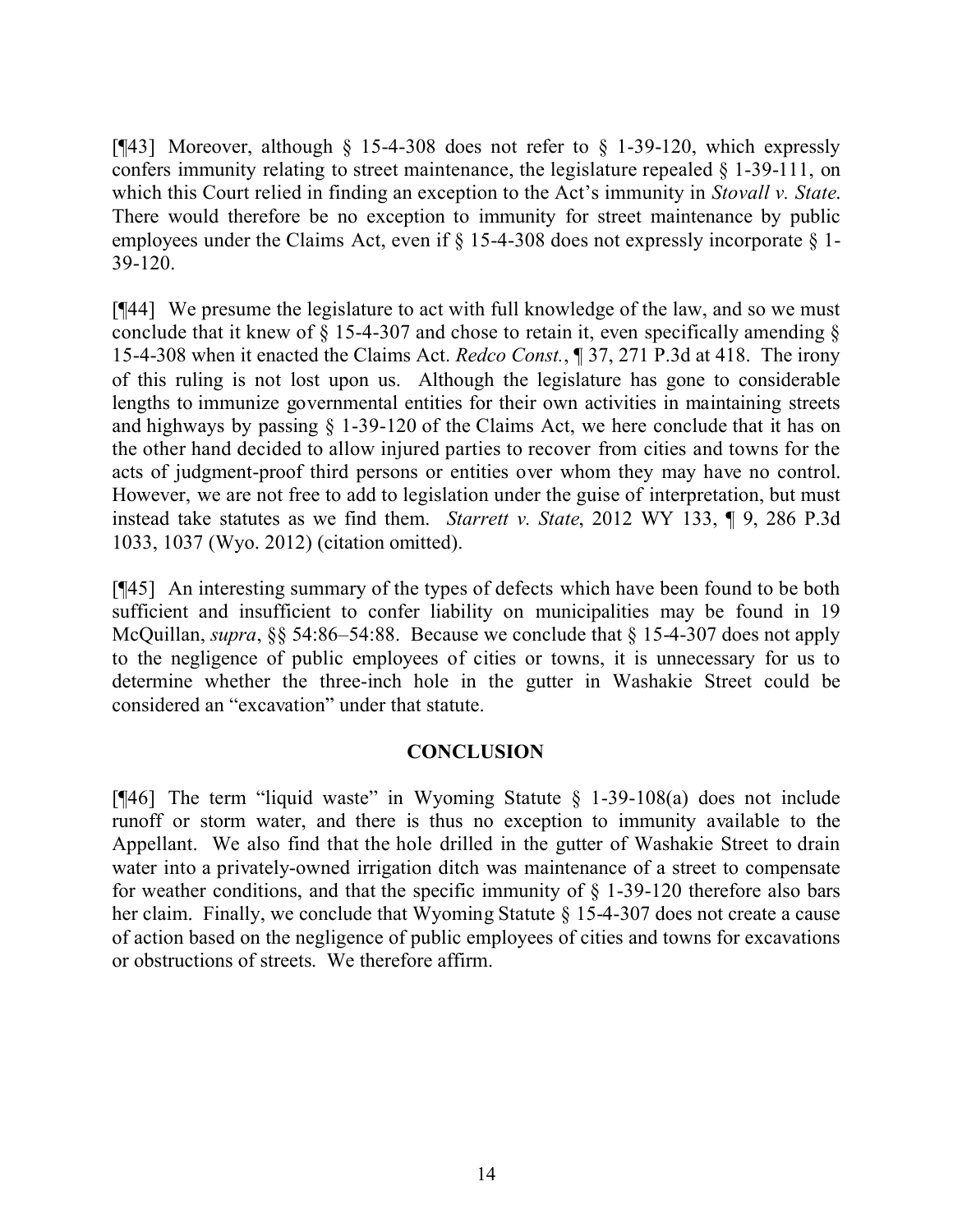[¶43] Moreover, although § 15-4-308 does not refer to § 1-39-120, which expressly confers immunity relating to street maintenance, the legislature repealed § 1-39-111, on which this Court relied in finding an exception to the Act's immunity in *Stovall v. State*. There would therefore be no exception to immunity for street maintenance by public employees under the Claims Act, even if § 15-4-308 does not expressly incorporate § 1-39-120.

[¶44] We presume the legislature to act with full knowledge of the law, and so we must conclude that it knew of § 15-4-307 and chose to retain it, even specifically amending § 15-4-308 when it enacted the Claims Act. *Redco Const.*, ¶ 37, 271 P.3d at 418. The irony of this ruling is not lost upon us. Although the legislature has gone to considerable lengths to immunize governmental entities for their own activities in maintaining streets and highways by passing § 1-39-120 of the Claims Act, we here conclude that it has on the other hand decided to allow injured parties to recover from cities and towns for the acts of judgment-proof third persons or entities over whom they may have no control. However, we are not free to add to legislation under the guise of interpretation, but must instead take statutes as we find them. *Starrett v. State*, 2012 WY 133, ¶ 9, 286 P.3d 1033, 1037 (Wyo. 2012) (citation omitted).

[¶45] An interesting summary of the types of defects which have been found to be both sufficient and insufficient to confer liability on municipalities may be found in 19 McQuillan, *supra*, §§ 54:86–54:88. Because we conclude that § 15-4-307 does not apply to the negligence of public employees of cities or towns, it is unnecessary for us to determine whether the three-inch hole in the gutter in Washakie Street could be considered an "excavation" under that statute.

## CONCLUSION

[¶46] The term "liquid waste" in Wyoming Statute § 1-39-108(a) does not include runoff or storm water, and there is thus no exception to immunity available to the Appellant. We also find that the hole drilled in the gutter of Washakie Street to drain water into a privately-owned irrigation ditch was maintenance of a street to compensate for weather conditions, and that the specific immunity of § 1-39-120 therefore also bars her claim. Finally, we conclude that Wyoming Statute § 15-4-307 does not create a cause of action based on the negligence of public employees of cities and towns for excavations or obstructions of streets. We therefore affirm.